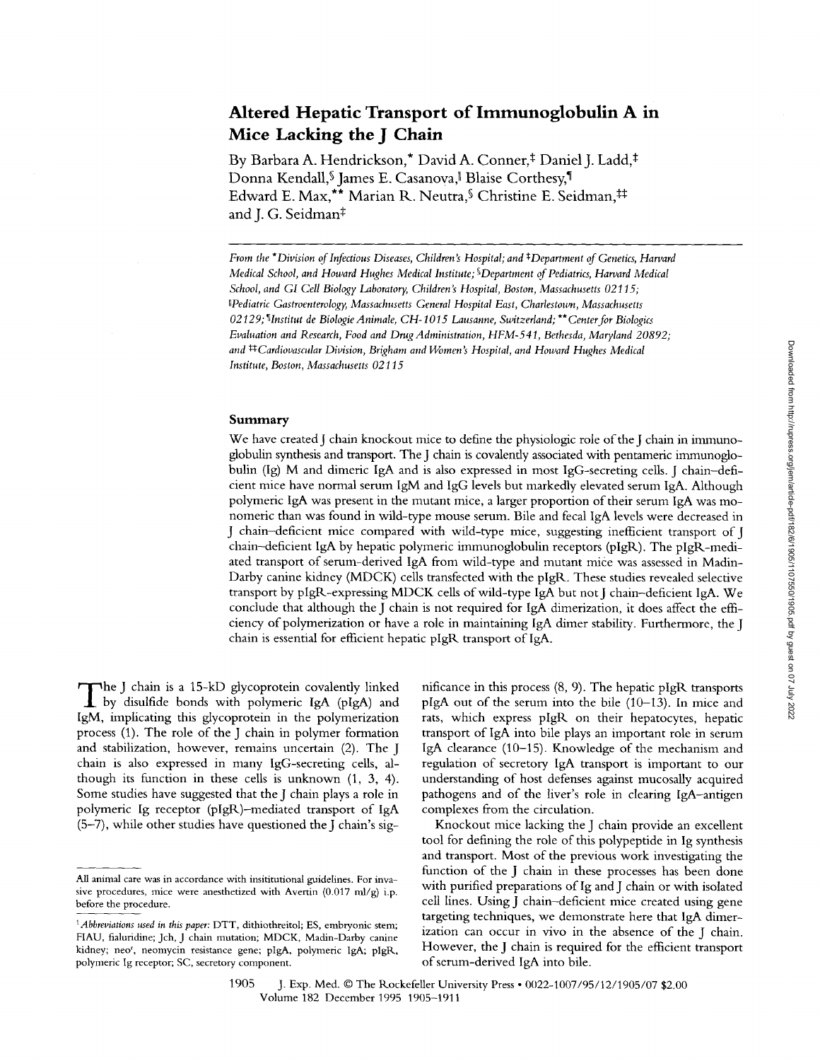# Altered Hepatic Transport of Immunoglobulin A in Mice Lacking the J Chain

By Barbara A. Hendrickson,* David A. Conner,‡ Daniel J. Ladd,‡ Donna Kendall,§ James E. Casanova,‖ Blaise Corthesy,¶ Edward E. Max,** Marian R. Neutra,§ Christine E. Seidman,‡‡ and J. G. Seidman‡

*From the \*Division of Infectious Diseases, Children's Hospital; and ‡Department of Genetics, Harvard Medical School, and Howard Hughes Medical Institute; §Department of Pediatrics, Harvard Medical School, and GI Cell Biology Laboratory, Children's Hospital, Boston, Massachusetts 02115; ‖Pediatric Gastroenterology, Massachusetts General Hospital East, Charlestown, Massachusetts 02129; ¶Institut de Biologie Animale, CH-1015 Lausanne, Switzerland; \*\*Center for Biologics Evaluation and Research, Food and Drug Administration, HFM-541, Bethesda, Maryland 20892; and ‡‡Cardiovascular Division, Brigham and Women's Hospital, and Howard Hughes Medical Institute, Boston, Massachusetts 02115*

## Summary

We have created J chain knockout mice to define the physiologic role of the J chain in immunoglobulin synthesis and transport. The J chain is covalently associated with pentameric immunoglobulin (Ig) M and dimeric IgA and is also expressed in most IgG-secreting cells. J chain–deficient mice have normal serum IgM and IgG levels but markedly elevated serum IgA. Although polymeric IgA was present in the mutant mice, a larger proportion of their serum IgA was monomeric than was found in wild-type mouse serum. Bile and fecal IgA levels were decreased in J chain–deficient mice compared with wild-type mice, suggesting inefficient transport of J chain–deficient IgA by hepatic polymeric immunoglobulin receptors (pIgR). The pIgR-mediated transport of serum-derived IgA from wild-type and mutant mice was assessed in Madin-Darby canine kidney (MDCK) cells transfected with the pIgR. These studies revealed selective transport by pIgR-expressing MDCK cells of wild-type IgA but not J chain–deficient IgA. We conclude that although the J chain is not required for IgA dimerization, it does affect the efficiency of polymerization or have a role in maintaining IgA dimer stability. Furthermore, the J chain is essential for efficient hepatic pIgR transport of IgA.

The J chain is a 15-kD glycoprotein covalently linked by disulfide bonds with polymeric IgA (pIgA) and IgM, implicating this glycoprotein in the polymerization process (1). The role of the J chain in polymer formation and stabilization, however, remains uncertain (2). The J chain is also expressed in many IgG-secreting cells, although its function in these cells is unknown (1, 3, 4). Some studies have suggested that the J chain plays a role in polymeric Ig receptor (pIgR)–mediated transport of IgA (5–7), while other studies have questioned the J chain's significance in this process (8, 9). The hepatic pIgR transports pIgA out of the serum into the bile (10–13). In mice and rats, which express pIgR on their hepatocytes, hepatic transport of IgA into bile plays an important role in serum IgA clearance (10–15). Knowledge of the mechanism and regulation of secretory IgA transport is important to our understanding of host defenses against mucosally acquired pathogens and of the liver's role in clearing IgA–antigen complexes from the circulation.

Knockout mice lacking the J chain provide an excellent tool for defining the role of this polypeptide in Ig synthesis and transport. Most of the previous work investigating the function of the J chain in these processes has been done with purified preparations of Ig and J chain or with isolated cell lines. Using J chain–deficient mice created using gene targeting techniques, we demonstrate here that IgA dimerization can occur in vivo in the absence of the J chain. However, the J chain is required for the efficient transport of serum-derived IgA into bile.

---

All animal care was in accordance with insititutional guidelines. For invasive procedures, mice were anesthetized with Avertin (0.017 ml/g) i.p. before the procedure.

[1] *Abbreviations used in this paper:* DTT, dithiothreitol; ES, embryonic stem; FIAU, fialuridine; Jch, J chain mutation; MDCK, Madin-Darby canine kidney; neo[r], neomycin resistance gene; pIgA, polymeric IgA; pIgR, polymeric Ig receptor; SC, secretory component.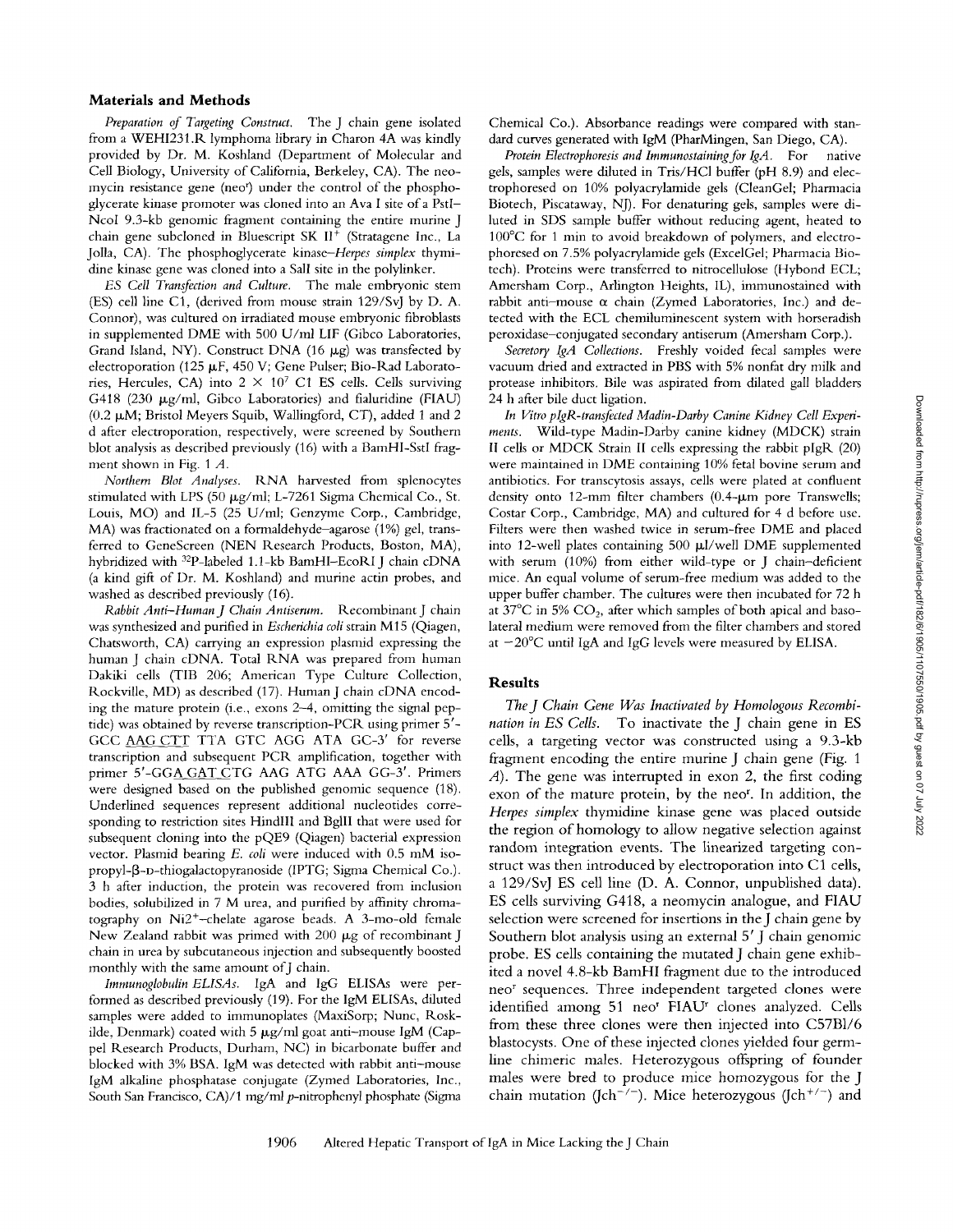## Materials and Methods

*Preparation of Targeting Construct.* The J chain gene isolated from a WEHI231.R lymphoma library in Charon 4A was kindly provided by Dr. M. Koshland (Department of Molecular and Cell Biology, University of California, Berkeley, CA). The neomycin resistance gene (neo$^r$) under the control of the phosphoglycerate kinase promoter was cloned into an Ava I site of a PstI–NcoI 9.3-kb genomic fragment containing the entire murine J chain gene subcloned in Bluescript SK II$^+$ (Stratagene Inc., La Jolla, CA). The phosphoglycerate kinase–*Herpes simplex* thymidine kinase gene was cloned into a SalI site in the polylinker.

*ES Cell Transfection and Culture.* The male embryonic stem (ES) cell line C1, (derived from mouse strain 129/SvJ by D. A. Connor), was cultured on irradiated mouse embryonic fibroblasts in supplemented DME with 500 U/ml LIF (Gibco Laboratories, Grand Island, NY). Construct DNA (16 μg) was transfected by electroporation (125 μF, 450 V; Gene Pulser; Bio-Rad Laboratories, Hercules, CA) into $2 \times 10^7$ C1 ES cells. Cells surviving G418 (230 μg/ml, Gibco Laboratories) and fialuridine (FIAU) (0.2 μM; Bristol Meyers Squib, Wallingford, CT), added 1 and 2 d after electroporation, respectively, were screened by Southern blot analysis as described previously (16) with a BamHI-SstI fragment shown in Fig. 1 *A*.

*Northern Blot Analyses.* RNA harvested from splenocytes stimulated with LPS (50 μg/ml; L-7261 Sigma Chemical Co., St. Louis, MO) and IL-5 (25 U/ml; Genzyme Corp., Cambridge, MA) was fractionated on a formaldehyde–agarose (1%) gel, transferred to GeneScreen (NEN Research Products, Boston, MA), hybridized with $^{32}$P-labeled 1.1-kb BamHI–EcoRI J chain cDNA (a kind gift of Dr. M. Koshland) and murine actin probes, and washed as described previously (16).

*Rabbit Anti–Human J Chain Antiserum.* Recombinant J chain was synthesized and purified in *Escherichia coli* strain M15 (Qiagen, Chatsworth, CA) carrying an expression plasmid expressing the human J chain cDNA. Total RNA was prepared from human Dakiki cells (TIB 206; American Type Culture Collection, Rockville, MD) as described (17). Human J chain cDNA encoding the mature protein (i.e., exons 2–4, omitting the signal peptide) was obtained by reverse transcription-PCR using primer 5′-GCC AAG CTT TTA GTC AGG ATA GC-3′ for reverse transcription and subsequent PCR amplification, together with primer 5′-GGA GAT CTG AAG ATG AAA GG-3′. Primers were designed based on the published genomic sequence (18). Underlined sequences represent additional nucleotides corresponding to restriction sites HindIII and BglII that were used for subsequent cloning into the pQE9 (Qiagen) bacterial expression vector. Plasmid bearing *E. coli* were induced with 0.5 mM isopropyl-β-D-thiogalactopyranoside (IPTG; Sigma Chemical Co.). 3 h after induction, the protein was recovered from inclusion bodies, solubilized in 7 M urea, and purified by affinity chromatography on Ni2$^+$–chelate agarose beads. A 3-mo-old female New Zealand rabbit was primed with 200 μg of recombinant J chain in urea by subcutaneous injection and subsequently boosted monthly with the same amount of J chain.

*Immunoglobulin ELISAs.* IgA and IgG ELISAs were performed as described previously (19). For the IgM ELISAs, diluted samples were added to immunoplates (MaxiSorp; Nunc, Roskilde, Denmark) coated with 5 μg/ml goat anti–mouse IgM (Cappel Research Products, Durham, NC) in bicarbonate buffer and blocked with 3% BSA. IgM was detected with rabbit anti–mouse IgM alkaline phosphatase conjugate (Zymed Laboratories, Inc., South San Francisco, CA)/1 mg/ml *p*-nitrophenyl phosphate (Sigma Chemical Co.). Absorbance readings were compared with standard curves generated with IgM (PharMingen, San Diego, CA).

*Protein Electrophoresis and Immunostaining for IgA.* For native gels, samples were diluted in Tris/HCl buffer (pH 8.9) and electrophoresed on 10% polyacrylamide gels (CleanGel; Pharmacia Biotech, Piscataway, NJ). For denaturing gels, samples were diluted in SDS sample buffer without reducing agent, heated to 100°C for 1 min to avoid breakdown of polymers, and electrophoresed on 7.5% polyacrylamide gels (ExcelGel; Pharmacia Biotech). Proteins were transferred to nitrocellulose (Hybond ECL; Amersham Corp., Arlington Heights, IL), immunostained with rabbit anti–mouse α chain (Zymed Laboratories, Inc.) and detected with the ECL chemiluminescent system with horseradish peroxidase–conjugated secondary antiserum (Amersham Corp.).

*Secretory IgA Collections.* Freshly voided fecal samples were vacuum dried and extracted in PBS with 5% nonfat dry milk and protease inhibitors. Bile was aspirated from dilated gall bladders 24 h after bile duct ligation.

*In Vitro pIgR-transfected Madin-Darby Canine Kidney Cell Experiments.* Wild-type Madin-Darby canine kidney (MDCK) strain II cells or MDCK Strain II cells expressing the rabbit pIgR (20) were maintained in DME containing 10% fetal bovine serum and antibiotics. For transcytosis assays, cells were plated at confluent density onto 12-mm filter chambers (0.4-μm pore Transwells; Costar Corp., Cambridge, MA) and cultured for 4 d before use. Filters were then washed twice in serum-free DME and placed into 12-well plates containing 500 μl/well DME supplemented with serum (10%) from either wild-type or J chain–deficient mice. An equal volume of serum-free medium was added to the upper buffer chamber. The cultures were then incubated for 72 h at 37°C in 5% $CO_2$, after which samples of both apical and basolateral medium were removed from the filter chambers and stored at −20°C until IgA and IgG levels were measured by ELISA.

## Results

*The J Chain Gene Was Inactivated by Homologous Recombination in ES Cells.* To inactivate the J chain gene in ES cells, a targeting vector was constructed using a 9.3-kb fragment encoding the entire murine J chain gene (Fig. 1 *A*). The gene was interrupted in exon 2, the first coding exon of the mature protein, by the neo$^r$. In addition, the *Herpes simplex* thymidine kinase gene was placed outside the region of homology to allow negative selection against random integration events. The linearized targeting construct was then introduced by electroporation into C1 cells, a 129/SvJ ES cell line (D. A. Connor, unpublished data). ES cells surviving G418, a neomycin analogue, and FIAU selection were screened for insertions in the J chain gene by Southern blot analysis using an external 5′ J chain genomic probe. ES cells containing the mutated J chain gene exhibited a novel 4.8-kb BamHI fragment due to the introduced neo$^r$ sequences. Three independent targeted clones were identified among 51 neo$^r$ FIAU$^r$ clones analyzed. Cells from these three clones were then injected into C57Bl/6 blastocysts. One of these injected clones yielded four germline chimeric males. Heterozygous offspring of founder males were bred to produce mice homozygous for the J chain mutation (Jch$^{-/-}$). Mice heterozygous (Jch$^{+/-}$) and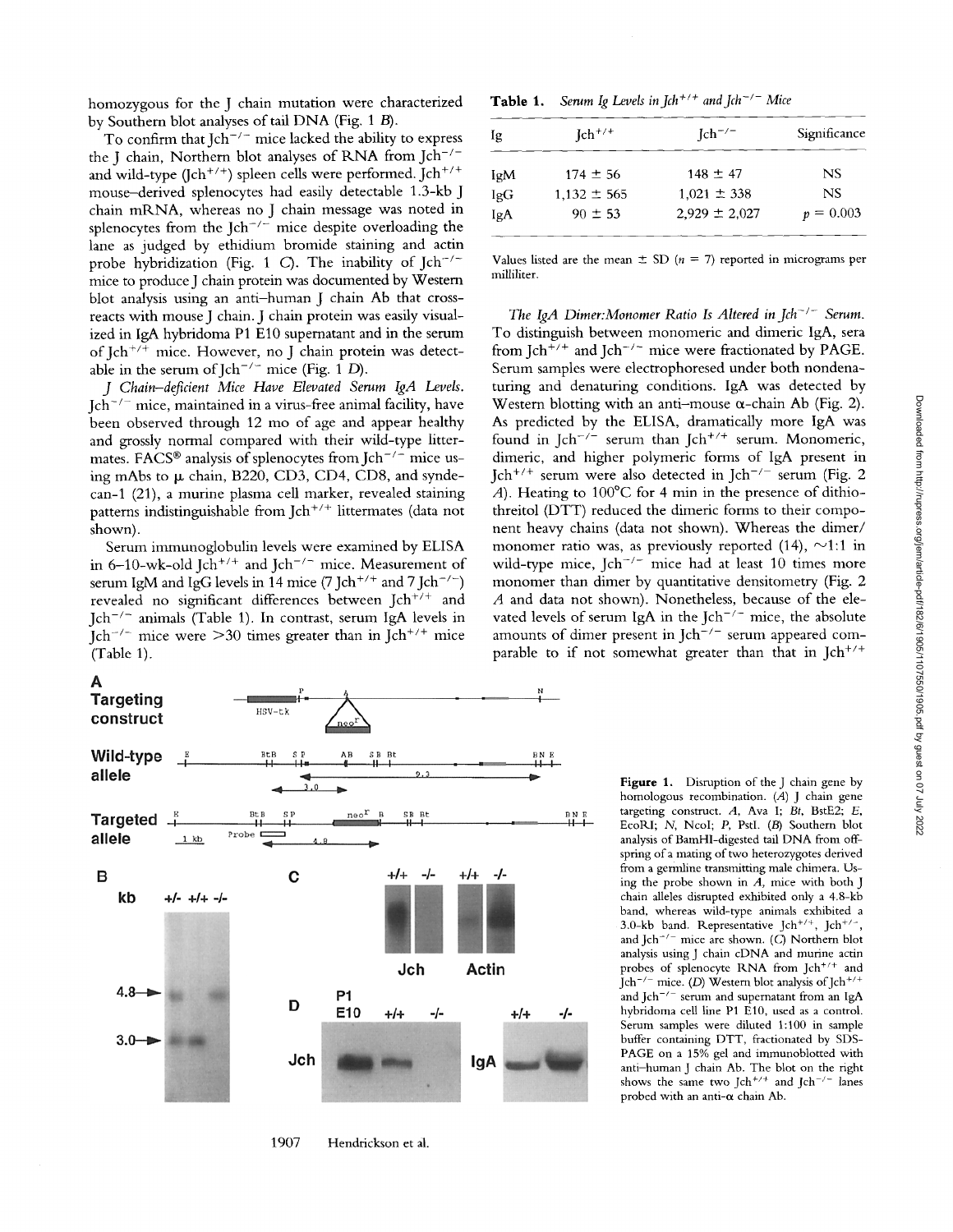homozygous for the J chain mutation were characterized by Southern blot analyses of tail DNA (Fig. 1 *B*).

To confirm that Jch$^{-/-}$ mice lacked the ability to express the J chain, Northern blot analyses of RNA from Jch$^{-/-}$ and wild-type (Jch$^{+/+}$) spleen cells were performed. Jch$^{+/+}$ mouse–derived splenocytes had easily detectable 1.3-kb J chain mRNA, whereas no J chain message was noted in splenocytes from the Jch$^{-/-}$ mice despite overloading the lane as judged by ethidium bromide staining and actin probe hybridization (Fig. 1 *C*). The inability of Jch$^{-/-}$ mice to produce J chain protein was documented by Western blot analysis using an anti–human J chain Ab that cross-reacts with mouse J chain. J chain protein was easily visualized in IgA hybridoma P1 E10 supernatant and in the serum of Jch$^{+/+}$ mice. However, no J chain protein was detectable in the serum of Jch$^{-/-}$ mice (Fig. 1 *D*).

*J Chain–deficient Mice Have Elevated Serum IgA Levels.* Jch$^{-/-}$ mice, maintained in a virus-free animal facility, have been observed through 12 mo of age and appear healthy and grossly normal compared with their wild-type littermates. FACS® analysis of splenocytes from Jch$^{-/-}$ mice using mAbs to μ chain, B220, CD3, CD4, CD8, and syndecan-1 (21), a murine plasma cell marker, revealed staining patterns indistinguishable from Jch$^{+/+}$ littermates (data not shown).

Serum immunoglobulin levels were examined by ELISA in 6–10-wk-old Jch$^{+/+}$ and Jch$^{-/-}$ mice. Measurement of serum IgM and IgG levels in 14 mice (7 Jch$^{+/+}$ and 7 Jch$^{-/-}$) revealed no significant differences between Jch$^{+/+}$ and Jch$^{-/-}$ animals (Table 1). In contrast, serum IgA levels in Jch$^{-/-}$ mice were >30 times greater than in Jch$^{+/+}$ mice (Table 1).

**Table 1.** *Serum Ig Levels in Jch$^{+/+}$ and Jch$^{-/-}$ Mice*

| Ig | Jch$^{+/+}$ | Jch$^{-/-}$ | Significance |
|---|---|---|---|
| IgM | 174 ± 56 | 148 ± 47 | NS |
| IgG | 1,132 ± 565 | 1,021 ± 338 | NS |
| IgA | 90 ± 53 | 2,929 ± 2,027 | $p = 0.003$ |

Values listed are the mean ± SD ($n = 7$) reported in micrograms per milliliter.

*The IgA Dimer:Monomer Ratio Is Altered in Jch$^{-/-}$ Serum.* To distinguish between monomeric and dimeric IgA, sera from Jch$^{+/+}$ and Jch$^{-/-}$ mice were fractionated by PAGE. Serum samples were electrophoresed under both nondenaturing and denaturing conditions. IgA was detected by Western blotting with an anti–mouse α-chain Ab (Fig. 2). As predicted by the ELISA, dramatically more IgA was found in Jch$^{-/-}$ serum than Jch$^{+/+}$ serum. Monomeric, dimeric, and higher polymeric forms of IgA present in Jch$^{+/+}$ serum were also detected in Jch$^{-/-}$ serum (Fig. 2 *A*). Heating to 100°C for 4 min in the presence of dithiothreitol (DTT) reduced the dimeric forms to their component heavy chains (data not shown). Whereas the dimer/monomer ratio was, as previously reported (14), ~1:1 in wild-type mice, Jch$^{-/-}$ mice had at least 10 times more monomer than dimer by quantitative densitometry (Fig. 2 *A* and data not shown). Nonetheless, because of the elevated levels of serum IgA in the Jch$^{-/-}$ mice, the absolute amounts of dimer present in Jch$^{-/-}$ serum appeared comparable to if not somewhat greater than that in Jch$^{+/+}$

**Figure 1.** Disruption of the J chain gene by homologous recombination. (*A*) J chain gene targeting construct. *A*, Ava I; *Bt*, BstE2; *E*, EcoRI; *N*, NcoI; *P*, PstI. (*B*) Southern blot analysis of BamHI-digested tail DNA from offspring of a mating of two heterozygotes derived from a germline transmitting male chimera. Using the probe shown in *A*, mice with both J chain alleles disrupted exhibited only a 4.8-kb band, whereas wild-type animals exhibited a 3.0-kb band. Representative Jch$^{+/+}$, Jch$^{+/-}$, and Jch$^{-/-}$ mice are shown. (*C*) Northern blot analysis using J chain cDNA and murine actin probes of splenocyte RNA from Jch$^{+/+}$ and Jch$^{-/-}$ mice. (*D*) Western blot analysis of Jch$^{+/+}$ and Jch$^{-/-}$ serum and supernatant from an IgA hybridoma cell line P1 E10, used as a control. Serum samples were diluted 1:100 in sample buffer containing DTT, fractionated by SDS-PAGE on a 15% gel and immunoblotted with anti–human J chain Ab. The blot on the right shows the same two Jch$^{+/+}$ and Jch$^{-/-}$ lanes probed with an anti-α chain Ab.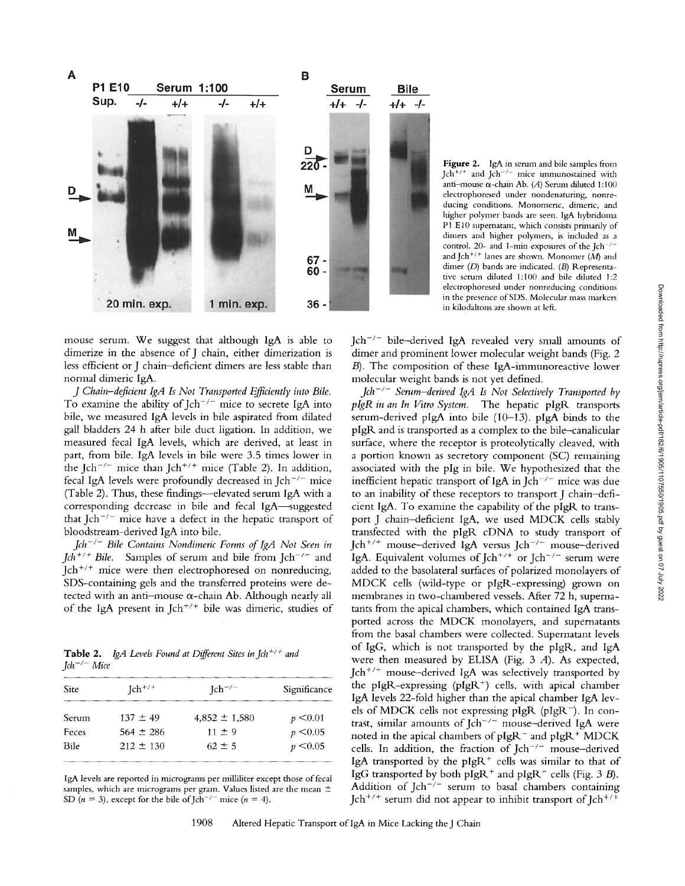Figure 2. IgA in serum and bile samples from $Jch^{+/+}$ and $Jch^{-/-}$ mice immunostained with anti–mouse α-chain Ab. (A) Serum diluted 1:100 electrophoresed under nondenaturing, nonreducing conditions. Monomeric, dimeric, and higher polymer bands are seen. IgA hybridoma P1 E10 supernatant, which consists primarily of dimers and higher polymers, is included as a control. 20- and 1-min exposures of the $Jch^{-/-}$ and $Jch^{+/+}$ lanes are shown. Monomer (M) and dimer (D) bands are indicated. (B) Representative serum diluted 1:100 and bile diluted 1:2 electrophoresed under nonreducing conditions in the presence of SDS. Molecular mass markers in kilodaltons are shown at left.

mouse serum. We suggest that although IgA is able to dimerize in the absence of J chain, either dimerization is less efficient or J chain–deficient dimers are less stable than normal dimeric IgA.

*J Chain–deficient IgA Is Not Transported Efficiently into Bile.* To examine the ability of $Jch^{-/-}$ mice to secrete IgA into bile, we measured IgA levels in bile aspirated from dilated gall bladders 24 h after bile duct ligation. In addition, we measured fecal IgA levels, which are derived, at least in part, from bile. IgA levels in bile were 3.5 times lower in the $Jch^{-/-}$ mice than $Jch^{+/+}$ mice (Table 2). In addition, fecal IgA levels were profoundly decreased in $Jch^{-/-}$ mice (Table 2). Thus, these findings—elevated serum IgA with a corresponding decrease in bile and fecal IgA—suggested that $Jch^{-/-}$ mice have a defect in the hepatic transport of bloodstream-derived IgA into bile.

*$Jch^{-/-}$ Bile Contains Nondimeric Forms of IgA Not Seen in $Jch^{+/+}$ Bile.* Samples of serum and bile from $Jch^{-/-}$ and $Jch^{+/+}$ mice were then electrophoresed on nonreducing, SDS-containing gels and the transferred proteins were detected with an anti–mouse α-chain Ab. Although nearly all of the IgA present in $Jch^{+/+}$ bile was dimeric, studies of $Jch^{-/-}$ bile–derived IgA revealed very small amounts of dimer and prominent lower molecular weight bands (Fig. 2 B). The composition of these IgA-immunoreactive lower molecular weight bands is not yet defined.

**Table 2.** *IgA Levels Found at Different Sites in $Jch^{+/+}$ and $Jch^{-/-}$ Mice*

| Site | $Jch^{+/+}$ | $Jch^{-/-}$ | Significance |
|---|---|---|---|
| Serum | 137 ± 49 | 4,852 ± 1,580 | $p < 0.01$ |
| Feces | 564 ± 286 | 11 ± 9 | $p < 0.05$ |
| Bile | 212 ± 130 | 62 ± 5 | $p < 0.05$ |

IgA levels are reported in micrograms per milliliter except those of fecal samples, which are micrograms per gram. Values listed are the mean ± SD ($n = 3$), except for the bile of $Jch^{-/-}$ mice ($n = 4$).

*$Jch^{-/-}$ Serum-derived IgA Is Not Selectively Transported by pIgR in an In Vitro System.* The hepatic pIgR transports serum-derived pIgA into bile (10–13). pIgA binds to the pIgR and is transported as a complex to the bile–canalicular surface, where the receptor is proteolytically cleaved, with a portion known as secretory component (SC) remaining associated with the pIg in bile. We hypothesized that the inefficient hepatic transport of IgA in $Jch^{-/-}$ mice was due to an inability of these receptors to transport J chain–deficient IgA. To examine the capability of the pIgR to transport J chain–deficient IgA, we used MDCK cells stably transfected with the pIgR cDNA to study transport of $Jch^{+/+}$ mouse–derived IgA versus $Jch^{-/-}$ mouse–derived IgA. Equivalent volumes of $Jch^{+/+}$ or $Jch^{-/-}$ serum were added to the basolateral surfaces of polarized monolayers of MDCK cells (wild-type or pIgR-expressing) grown on membranes in two-chambered vessels. After 72 h, supernatants from the apical chambers, which contained IgA transported across the MDCK monolayers, and supernatants from the basal chambers were collected. Supernatant levels of IgG, which is not transported by the pIgR, and IgA were then measured by ELISA (Fig. 3 A). As expected, $Jch^{+/+}$ mouse–derived IgA was selectively transported by the pIgR-expressing ($pIgR^{+}$) cells, with apical chamber IgA levels 22-fold higher than the apical chamber IgA levels of MDCK cells not expressing pIgR ($pIgR^{-}$). In contrast, similar amounts of $Jch^{-/-}$ mouse–derived IgA were noted in the apical chambers of $pIgR^{-}$ and $pIgR^{+}$ MDCK cells. In addition, the fraction of $Jch^{-/-}$ mouse–derived IgA transported by the $pIgR^{+}$ cells was similar to that of IgG transported by both $pIgR^{+}$ and $pIgR^{-}$ cells (Fig. 3 B). Addition of $Jch^{-/-}$ serum to basal chambers containing $Jch^{+/+}$ serum did not appear to inhibit transport of $Jch^{+/+}$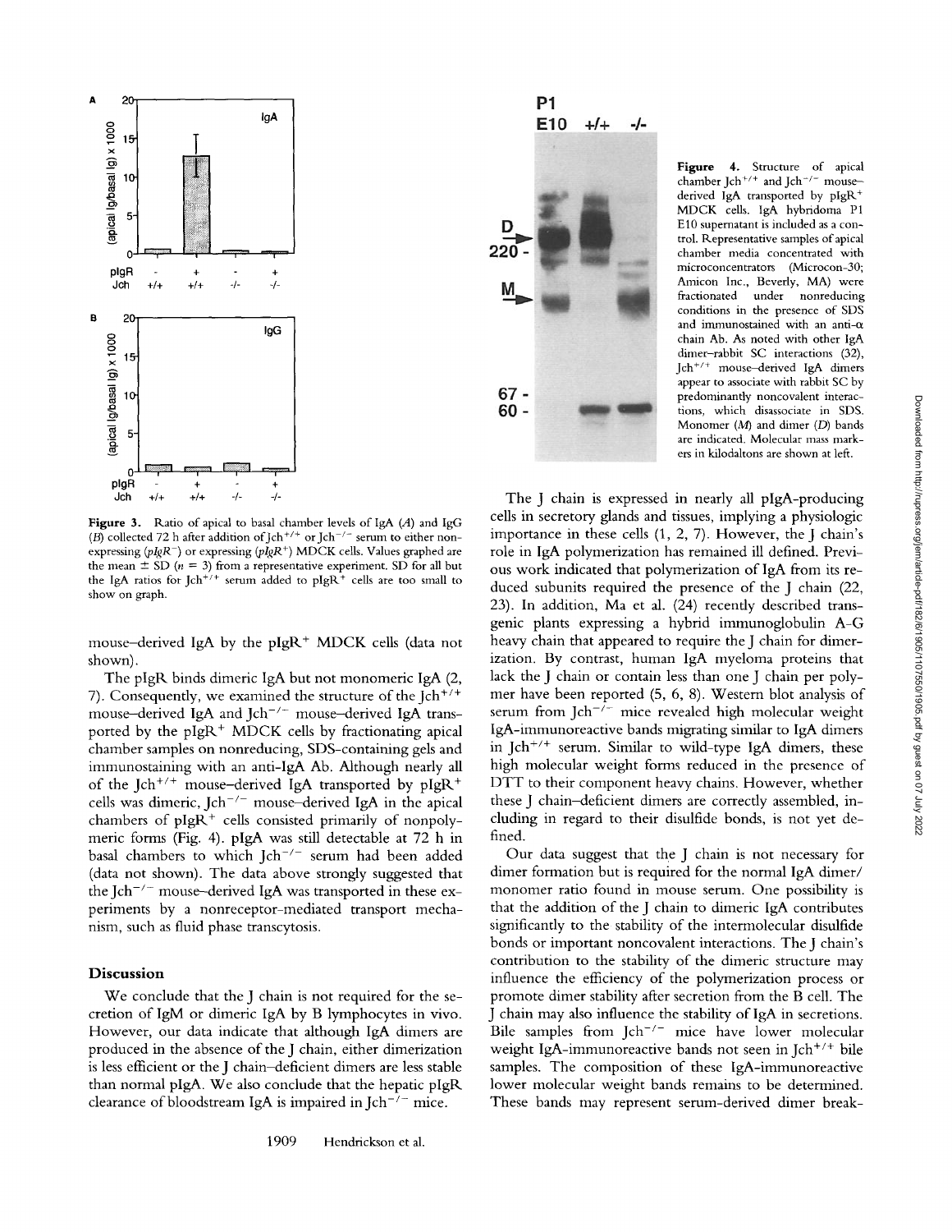**Figure 3.** Ratio of apical to basal chamber levels of IgA (*A*) and IgG (*B*) collected 72 h after addition of $Jch^{+/+}$ or $Jch^{-/-}$ serum to either nonexpressing (*pIgR*$^-$) or expressing (*pIgR*$^+$) MDCK cells. Values graphed are the mean ± SD ($n = 3$) from a representative experiment. SD for all but the IgA ratios for $Jch^{+/+}$ serum added to $pIgR^+$ cells are too small to show on graph.

**Figure 4.** Structure of apical chamber $Jch^{+/+}$ and $Jch^{-/-}$ mouse–derived IgA transported by $pIgR^+$ MDCK cells. IgA hybridoma P1 E10 supernatant is included as a control. Representative samples of apical chamber media concentrated with microconcentrators (Microcon-30; Amicon Inc., Beverly, MA) were fractionated under nonreducing conditions in the presence of SDS and immunostained with an anti-α chain Ab. As noted with other IgA dimer–rabbit SC interactions (32), $Jch^{+/+}$ mouse–derived IgA dimers appear to associate with rabbit SC by predominantly noncovalent interactions, which disassociate in SDS. Monomer (*M*) and dimer (*D*) bands are indicated. Molecular mass markers in kilodaltons are shown at left.

mouse–derived IgA by the $pIgR^+$ MDCK cells (data not shown).

The pIgR binds dimeric IgA but not monomeric IgA (2, 7). Consequently, we examined the structure of the $Jch^{+/+}$ mouse–derived IgA and $Jch^{-/-}$ mouse–derived IgA transported by the $pIgR^+$ MDCK cells by fractionating apical chamber samples on nonreducing, SDS-containing gels and immunostaining with an anti-IgA Ab. Although nearly all of the $Jch^{+/+}$ mouse–derived IgA transported by $pIgR^+$ cells was dimeric, $Jch^{-/-}$ mouse–derived IgA in the apical chambers of $pIgR^+$ cells consisted primarily of nonpolymeric forms (Fig. 4). pIgA was still detectable at 72 h in basal chambers to which $Jch^{-/-}$ serum had been added (data not shown). The data above strongly suggested that the $Jch^{-/-}$ mouse–derived IgA was transported in these experiments by a nonreceptor-mediated transport mechanism, such as fluid phase transcytosis.

## Discussion

We conclude that the J chain is not required for the secretion of IgM or dimeric IgA by B lymphocytes in vivo. However, our data indicate that although IgA dimers are produced in the absence of the J chain, either dimerization is less efficient or the J chain–deficient dimers are less stable than normal pIgA. We also conclude that the hepatic pIgR clearance of bloodstream IgA is impaired in $Jch^{-/-}$ mice.

The J chain is expressed in nearly all pIgA-producing cells in secretory glands and tissues, implying a physiologic importance in these cells (1, 2, 7). However, the J chain's role in IgA polymerization has remained ill defined. Previous work indicated that polymerization of IgA from its reduced subunits required the presence of the J chain (22, 23). In addition, Ma et al. (24) recently described transgenic plants expressing a hybrid immunoglobulin A-G heavy chain that appeared to require the J chain for dimerization. By contrast, human IgA myeloma proteins that lack the J chain or contain less than one J chain per polymer have been reported (5, 6, 8). Western blot analysis of serum from $Jch^{-/-}$ mice revealed high molecular weight IgA-immunoreactive bands migrating similar to IgA dimers in $Jch^{+/+}$ serum. Similar to wild-type IgA dimers, these high molecular weight forms reduced in the presence of DTT to their component heavy chains. However, whether these J chain–deficient dimers are correctly assembled, including in regard to their disulfide bonds, is not yet defined.

Our data suggest that the J chain is not necessary for dimer formation but is required for the normal IgA dimer/monomer ratio found in mouse serum. One possibility is that the addition of the J chain to dimeric IgA contributes significantly to the stability of the intermolecular disulfide bonds or important noncovalent interactions. The J chain's contribution to the stability of the dimeric structure may influence the efficiency of the polymerization process or promote dimer stability after secretion from the B cell. The J chain may also influence the stability of IgA in secretions. Bile samples from $Jch^{-/-}$ mice have lower molecular weight IgA-immunoreactive bands not seen in $Jch^{+/+}$ bile samples. The composition of these IgA-immunoreactive lower molecular weight bands remains to be determined. These bands may represent serum-derived dimer break-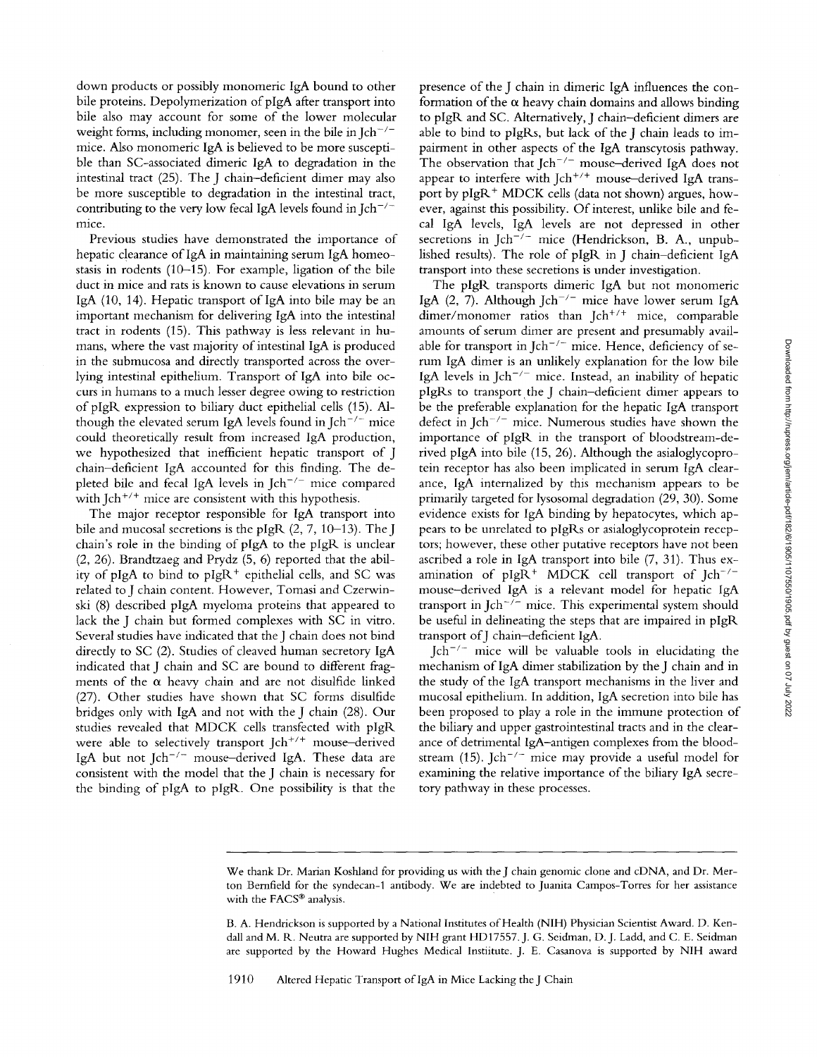down products or possibly monomeric IgA bound to other bile proteins. Depolymerization of pIgA after transport into bile also may account for some of the lower molecular weight forms, including monomer, seen in the bile in $Jch^{-/-}$ mice. Also monomeric IgA is believed to be more susceptible than SC-associated dimeric IgA to degradation in the intestinal tract (25). The J chain–deficient dimer may also be more susceptible to degradation in the intestinal tract, contributing to the very low fecal IgA levels found in $Jch^{-/-}$ mice.

Previous studies have demonstrated the importance of hepatic clearance of IgA in maintaining serum IgA homeostasis in rodents (10–15). For example, ligation of the bile duct in mice and rats is known to cause elevations in serum IgA (10, 14). Hepatic transport of IgA into bile may be an important mechanism for delivering IgA into the intestinal tract in rodents (15). This pathway is less relevant in humans, where the vast majority of intestinal IgA is produced in the submucosa and directly transported across the overlying intestinal epithelium. Transport of IgA into bile occurs in humans to a much lesser degree owing to restriction of pIgR expression to biliary duct epithelial cells (15). Although the elevated serum IgA levels found in $Jch^{-/-}$ mice could theoretically result from increased IgA production, we hypothesized that inefficient hepatic transport of J chain–deficient IgA accounted for this finding. The depleted bile and fecal IgA levels in $Jch^{-/-}$ mice compared with $Jch^{+/+}$ mice are consistent with this hypothesis.

The major receptor responsible for IgA transport into bile and mucosal secretions is the pIgR (2, 7, 10–13). The J chain's role in the binding of pIgA to the pIgR is unclear (2, 26). Brandtzaeg and Prydz (5, 6) reported that the ability of pIgA to bind to $pIgR^{+}$ epithelial cells, and SC was related to J chain content. However, Tomasi and Czerwinski (8) described pIgA myeloma proteins that appeared to lack the J chain but formed complexes with SC in vitro. Several studies have indicated that the J chain does not bind directly to SC (2). Studies of cleaved human secretory IgA indicated that J chain and SC are bound to different fragments of the α heavy chain and are not disulfide linked (27). Other studies have shown that SC forms disulfide bridges only with IgA and not with the J chain (28). Our studies revealed that MDCK cells transfected with pIgR were able to selectively transport $Jch^{+/+}$ mouse–derived IgA but not $Jch^{-/-}$ mouse–derived IgA. These data are consistent with the model that the J chain is necessary for the binding of pIgA to pIgR. One possibility is that the presence of the J chain in dimeric IgA influences the conformation of the α heavy chain domains and allows binding to pIgR and SC. Alternatively, J chain–deficient dimers are able to bind to pIgRs, but lack of the J chain leads to impairment in other aspects of the IgA transcytosis pathway. The observation that $Jch^{-/-}$ mouse–derived IgA does not appear to interfere with $Jch^{+/+}$ mouse–derived IgA transport by $pIgR^{+}$ MDCK cells (data not shown) argues, however, against this possibility. Of interest, unlike bile and fecal IgA levels, IgA levels are not depressed in other secretions in $Jch^{-/-}$ mice (Hendrickson, B. A., unpublished results). The role of pIgR in J chain–deficient IgA transport into these secretions is under investigation.

The pIgR transports dimeric IgA but not monomeric IgA (2, 7). Although $Jch^{-/-}$ mice have lower serum IgA dimer/monomer ratios than $Jch^{+/+}$ mice, comparable amounts of serum dimer are present and presumably available for transport in $Jch^{-/-}$ mice. Hence, deficiency of serum IgA dimer is an unlikely explanation for the low bile IgA levels in $Jch^{-/-}$ mice. Instead, an inability of hepatic pIgRs to transport the J chain–deficient dimer appears to be the preferable explanation for the hepatic IgA transport defect in $Jch^{-/-}$ mice. Numerous studies have shown the importance of pIgR in the transport of bloodstream-derived pIgA into bile (15, 26). Although the asialoglycoprotein receptor has also been implicated in serum IgA clearance, IgA internalized by this mechanism appears to be primarily targeted for lysosomal degradation (29, 30). Some evidence exists for IgA binding by hepatocytes, which appears to be unrelated to pIgRs or asialoglycoprotein receptors; however, these other putative receptors have not been ascribed a role in IgA transport into bile (7, 31). Thus examination of $pIgR^{+}$ MDCK cell transport of $Jch^{-/-}$ mouse–derived IgA is a relevant model for hepatic IgA transport in $Jch^{-/-}$ mice. This experimental system should be useful in delineating the steps that are impaired in pIgR transport of J chain–deficient IgA.

$Jch^{-/-}$ mice will be valuable tools in elucidating the mechanism of IgA dimer stabilization by the J chain and in the study of the IgA transport mechanisms in the liver and mucosal epithelium. In addition, IgA secretion into bile has been proposed to play a role in the immune protection of the biliary and upper gastrointestinal tracts and in the clearance of detrimental IgA–antigen complexes from the bloodstream (15). $Jch^{-/-}$ mice may provide a useful model for examining the relative importance of the biliary IgA secretory pathway in these processes.

---

We thank Dr. Marian Koshland for providing us with the J chain genomic clone and cDNA, and Dr. Merton Bernfield for the syndecan-1 antibody. We are indebted to Juanita Campos-Torres for her assistance with the FACS® analysis.

B. A. Hendrickson is supported by a National Institutes of Health (NIH) Physician Scientist Award. D. Kendall and M. R. Neutra are supported by NIH grant HD17557. J. G. Seidman, D. J. Ladd, and C. E. Seidman are supported by the Howard Hughes Medical Institute. J. E. Casanova is supported by NIH award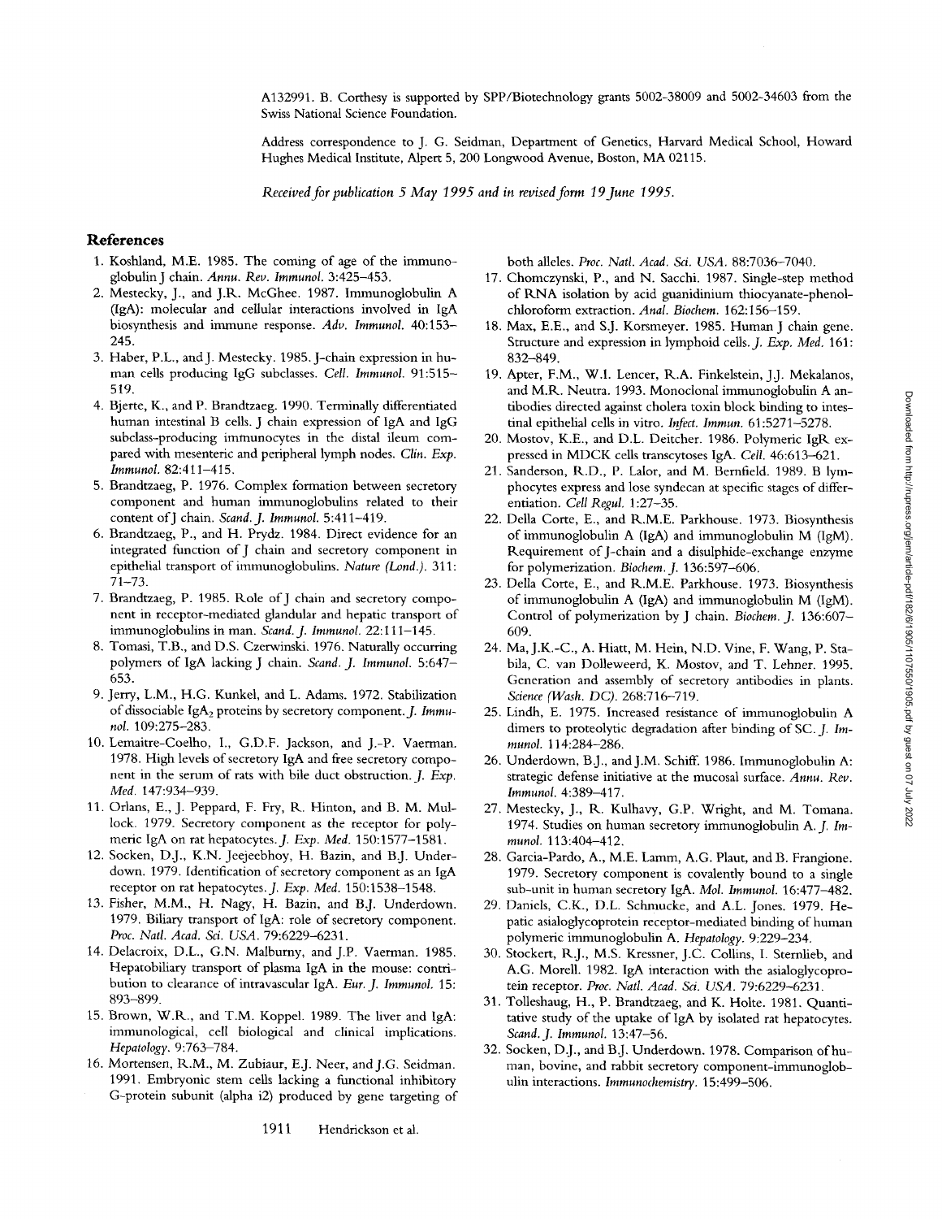A132991. B. Corthesy is supported by SPP/Biotechnology grants 5002-38009 and 5002-34603 from the Swiss National Science Foundation.

Address correspondence to J. G. Seidman, Department of Genetics, Harvard Medical School, Howard Hughes Medical Institute, Alpert 5, 200 Longwood Avenue, Boston, MA 02115.

*Received for publication 5 May 1995 and in revised form 19 June 1995.*

## References

1. Koshland, M.E. 1985. The coming of age of the immunoglobulin J chain. *Annu. Rev. Immunol.* 3:425–453.
2. Mestecky, J., and J.R. McGhee. 1987. Immunoglobulin A (IgA): molecular and cellular interactions involved in IgA biosynthesis and immune response. *Adv. Immunol.* 40:153–245.
3. Haber, P.L., and J. Mestecky. 1985. J-chain expression in human cells producing IgG subclasses. *Cell. Immunol.* 91:515–519.
4. Bjerte, K., and P. Brandtzaeg. 1990. Terminally differentiated human intestinal B cells. J chain expression of IgA and IgG subclass-producing immunocytes in the distal ileum compared with mesenteric and peripheral lymph nodes. *Clin. Exp. Immunol.* 82:411–415.
5. Brandtzaeg, P. 1976. Complex formation between secretory component and human immunoglobulins related to their content of J chain. *Scand. J. Immunol.* 5:411–419.
6. Brandtzaeg, P., and H. Prydz. 1984. Direct evidence for an integrated function of J chain and secretory component in epithelial transport of immunoglobulins. *Nature (Lond.).* 311: 71–73.
7. Brandtzaeg, P. 1985. Role of J chain and secretory component in receptor-mediated glandular and hepatic transport of immunoglobulins in man. *Scand. J. Immunol.* 22:111–145.
8. Tomasi, T.B., and D.S. Czerwinski. 1976. Naturally occurring polymers of IgA lacking J chain. *Scand. J. Immunol.* 5:647–653.
9. Jerry, L.M., H.G. Kunkel, and L. Adams. 1972. Stabilization of dissociable $IgA_2$ proteins by secretory component. *J. Immunol.* 109:275–283.
10. Lemaitre-Coelho, I., G.D.F. Jackson, and J.-P. Vaerman. 1978. High levels of secretory IgA and free secretory component in the serum of rats with bile duct obstruction. *J. Exp. Med.* 147:934–939.
11. Orlans, E., J. Peppard, F. Fry, R. Hinton, and B. M. Mullock. 1979. Secretory component as the receptor for polymeric IgA on rat hepatocytes. *J. Exp. Med.* 150:1577–1581.
12. Socken, D.J., K.N. Jeejeebhoy, H. Bazin, and B.J. Underdown. 1979. Identification of secretory component as an IgA receptor on rat hepatocytes. *J. Exp. Med.* 150:1538–1548.
13. Fisher, M.M., H. Nagy, H. Bazin, and B.J. Underdown. 1979. Biliary transport of IgA: role of secretory component. *Proc. Natl. Acad. Sci. USA.* 76:2008–2012.
14. Delacroix, D.L., G.N. Malburny, and J.P. Vaerman. 1985. Hepatobiliary transport of plasma IgA in the mouse: contribution to clearance of intravascular IgA. *Eur. J. Immunol.* 15: 893–899.
15. Brown, W.R., and T.M. Koppel. 1989. The liver and IgA: immunological, cell biological and clinical implications. *Hepatology.* 9:763–784.
16. Mortensen, R.M., M. Zubiaur, E.J. Neer, and J.G. Seidman. 1991. Embryonic stem cells lacking a functional inhibitory G-protein subunit (alpha i2) produced by gene targeting of both alleles. *Proc. Natl. Acad. Sci. USA.* 88:7036–7040.
17. Chomczynski, P., and N. Sacchi. 1987. Single-step method of RNA isolation by acid guanidinium thiocyanate-phenol-chloroform extraction. *Anal. Biochem.* 162:156–159.
18. Max, E.E., and S.J. Korsmeyer. 1985. Human J chain gene. Structure and expression in lymphoid cells. *J. Exp. Med.* 161: 832–849.
19. Apter, F.M., W.I. Lencer, R.A. Finkelstein, J.J. Mekalanos, and M.R. Neutra. 1993. Monoclonal immunoglobulin A antibodies directed against cholera toxin block binding to intestinal epithelial cells in vitro. *Infect. Immun.* 61:5271–5278.
20. Mostov, K.E., and D.L. Deitcher. 1986. Polymeric IgR expressed in MDCK cells transcytoses IgA. *Cell.* 46:613–621.
21. Sanderson, R.D., P. Lalor, and M. Bernfield. 1989. B lymphocytes express and lose syndecan at specific stages of differentiation. *Cell Regul.* 1:27–35.
22. Della Corte, E., and R.M.E. Parkhouse. 1973. Biosynthesis of immunoglobulin A (IgA) and immunoglobulin M (IgM). Requirement of J-chain and a disulphide-exchange enzyme for polymerization. *Biochem. J.* 136:597–606.
23. Della Corte, E., and R.M.E. Parkhouse. 1973. Biosynthesis of immunoglobulin A (IgA) and immunoglobulin M (IgM). Control of polymerization by J chain. *Biochem. J.* 136:607–609.
24. Ma, J.K.-C., A. Hiatt, M. Hein, N.D. Vine, F. Wang, P. Stabila, C. van Dolleweerd, K. Mostov, and T. Lehner. 1995. Generation and assembly of secretory antibodies in plants. *Science (Wash. DC).* 268:716–719.
25. Lindh, E. 1975. Increased resistance of immunoglobulin A dimers to proteolytic degradation after binding of SC. *J. Immunol.* 114:284–286.
26. Underdown, B.J., and J.M. Schiff. 1986. Immunoglobulin A: strategic defense initiative at the mucosal surface. *Annu. Rev. Immunol.* 4:389–417.
27. Mestecky, J., R. Kulhavy, G.P. Wright, and M. Tomana. 1974. Studies on human secretory immunoglobulin A. *J. Immunol.* 113:404–412.
28. Garcia-Pardo, A., M.E. Lamm, A.G. Plaut, and B. Frangione. 1979. Secretory component is covalently bound to a single sub-unit in human secretory IgA. *Mol. Immunol.* 16:477–482.
29. Daniels, C.K., D.L. Schmucke, and A.L. Jones. 1979. Hepatic asialoglycoprotein receptor-mediated binding of human polymeric immunoglobulin A. *Hepatology.* 9:229–234.
30. Stockert, R.J., M.S. Kressner, J.C. Collins, I. Sternlieb, and A.G. Morell. 1982. IgA interaction with the asialoglycoprotein receptor. *Proc. Natl. Acad. Sci. USA.* 79:6229–6231.
31. Tolleshaug, H., P. Brandtzaeg, and K. Holte. 1981. Quantitative study of the uptake of IgA by isolated rat hepatocytes. *Scand. J. Immunol.* 13:47–56.
32. Socken, D.J., and B.J. Underdown. 1978. Comparison of human, bovine, and rabbit secretory component-immunoglobulin interactions. *Immunochemistry.* 15:499–506.